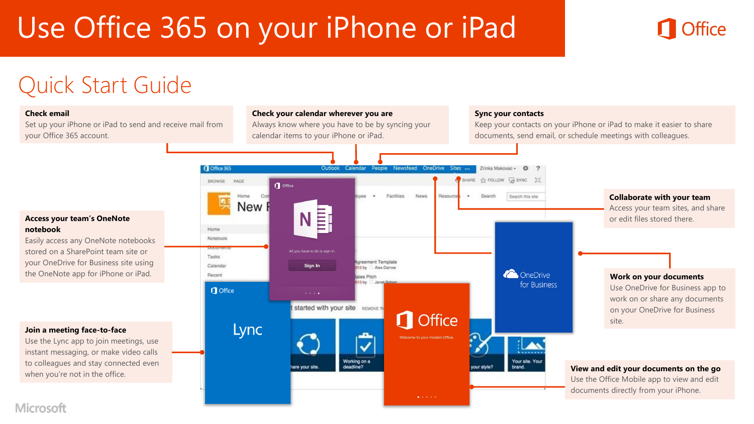# Use Office 365 on your iPhone or iPad

## Quick Start Guide

**Check email**
Set up your iPhone or iPad to send and receive mail from your Office 365 account.

**Check your calendar wherever you are**
Always know where you have to be by syncing your calendar items to your iPhone or iPad.

**Sync your contacts**
Keep your contacts on your iPhone or iPad to make it easier to share documents, send email, or schedule meetings with colleagues.

**Access your team's OneNote notebook**
Easily access any OneNote notebooks stored on a SharePoint team site or your OneDrive for Business site using the OneNote app for iPhone or iPad.

**Collaborate with your team**
Access your team sites, and share or edit files stored there.

**Work on your documents**
Use OneDrive for Business app to work on or share any documents on your OneDrive for Business site.

**Join a meeting face-to-face**
Use the Lync app to join meetings, use instant messaging, or make video calls to colleagues and stay connected even when you're not in the office.

**View and edit your documents on the go**
Use the Office Mobile app to view and edit documents directly from your iPhone.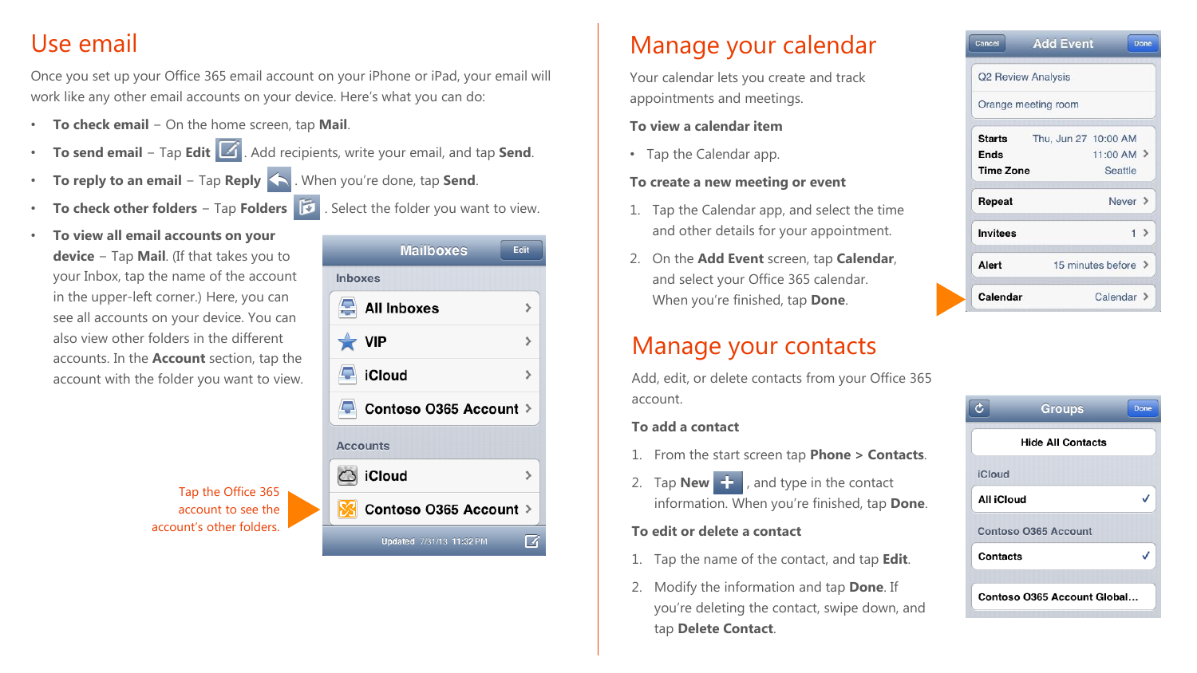# Use email

Once you set up your Office 365 email account on your iPhone or iPad, your email will work like any other email accounts on your device. Here's what you can do:

- **To check email** – On the home screen, tap **Mail**.
- **To send email** – Tap **Edit** . Add recipients, write your email, and tap **Send**.
- **To reply to an email** – Tap **Reply** . When you're done, tap **Send**.
- **To check other folders** – Tap **Folders** . Select the folder you want to view.
- **To view all email accounts on your device** – Tap **Mail**. (If that takes you to your Inbox, tap the name of the account in the upper-left corner.) Here, you can see all accounts on your device. You can also view other folders in the different accounts. In the **Account** section, tap the account with the folder you want to view.

Tap the Office 365 account to see the account's other folders.

# Manage your calendar

Your calendar lets you create and track appointments and meetings.

**To view a calendar item**

- Tap the Calendar app.

**To create a new meeting or event**

1. Tap the Calendar app, and select the time and other details for your appointment.
2. On the **Add Event** screen, tap **Calendar**, and select your Office 365 calendar. When you're finished, tap **Done**.

# Manage your contacts

Add, edit, or delete contacts from your Office 365 account.

**To add a contact**

1. From the start screen tap **Phone** > **Contacts**.
2. Tap **New** , and type in the contact information. When you're finished, tap **Done**.

**To edit or delete a contact**

1. Tap the name of the contact, and tap **Edit**.
2. Modify the information and tap **Done**. If you're deleting the contact, swipe down, and tap **Delete Contact**.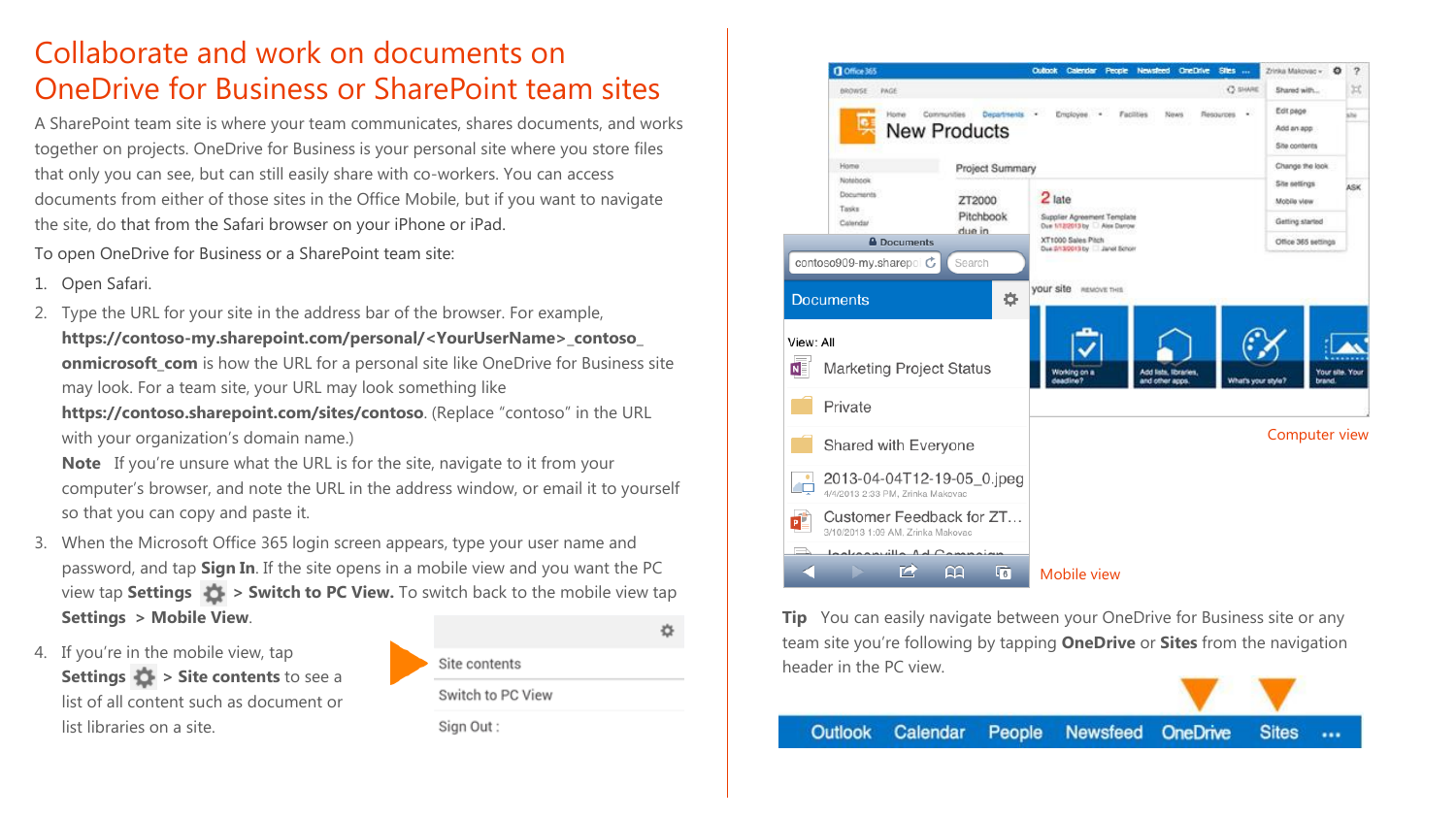# Collaborate and work on documents on OneDrive for Business or SharePoint team sites

A SharePoint team site is where your team communicates, shares documents, and works together on projects. OneDrive for Business is your personal site where you store files that only you can see, but can still easily share with co-workers. You can access documents from either of those sites in the Office Mobile, but if you want to navigate the site, do that from the Safari browser on your iPhone or iPad.

To open OneDrive for Business or a SharePoint team site:

1. Open Safari.
2. Type the URL for your site in the address bar of the browser. For example, **https://contoso-my.sharepoint.com/personal/<YourUserName>_contoso_onmicrosoft_com** is how the URL for a personal site like OneDrive for Business site may look. For a team site, your URL may look something like **https://contoso.sharepoint.com/sites/contoso**. (Replace "contoso" in the URL with your organization's domain name.)

   **Note** If you're unsure what the URL is for the site, navigate to it from your computer's browser, and note the URL in the address window, or email it to yourself so that you can copy and paste it.
3. When the Microsoft Office 365 login screen appears, type your user name and password, and tap **Sign In**. If the site opens in a mobile view and you want the PC view tap **Settings** > **Switch to PC View.** To switch back to the mobile view tap **Settings** > **Mobile View**.
4. If you're in the mobile view, tap **Settings** > **Site contents** to see a list of all content such as document or list libraries on a site.

Site contents
Switch to PC View
Sign Out

Computer view

Mobile view

**Tip** You can easily navigate between your OneDrive for Business site or any team site you're following by tapping **OneDrive** or **Sites** from the navigation header in the PC view.

Outlook Calendar People Newsfeed OneDrive Sites ...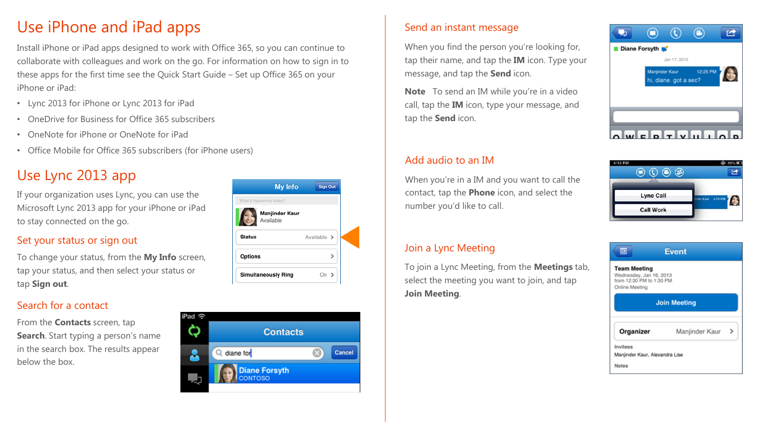# Use iPhone and iPad apps

Install iPhone or iPad apps designed to work with Office 365, so you can continue to collaborate with colleagues and work on the go. For information on how to sign in to these apps for the first time see the Quick Start Guide – Set up Office 365 on your iPhone or iPad:

- Lync 2013 for iPhone or Lync 2013 for iPad
- OneDrive for Business for Office 365 subscribers
- OneNote for iPhone or OneNote for iPad
- Office Mobile for Office 365 subscribers (for iPhone users)

# Use Lync 2013 app

If your organization uses Lync, you can use the Microsoft Lync 2013 app for your iPhone or iPad to stay connected on the go.

## Set your status or sign out

To change your status, from the **My Info** screen, tap your status, and then select your status or tap **Sign out**.

## Search for a contact

From the **Contacts** screen, tap **Search**. Start typing a person's name in the search box. The results appear below the box.

## Send an instant message

When you find the person you're looking for, tap their name, and tap the **IM** icon. Type your message, and tap the **Send** icon.

**Note** To send an IM while you're in a video call, tap the **IM** icon, type your message, and tap the **Send** icon.

## Add audio to an IM

When you're in a IM and you want to call the contact, tap the **Phone** icon, and select the number you'd like to call.

## Join a Lync Meeting

To join a Lync Meeting, from the **Meetings** tab, select the meeting you want to join, and tap **Join Meeting**.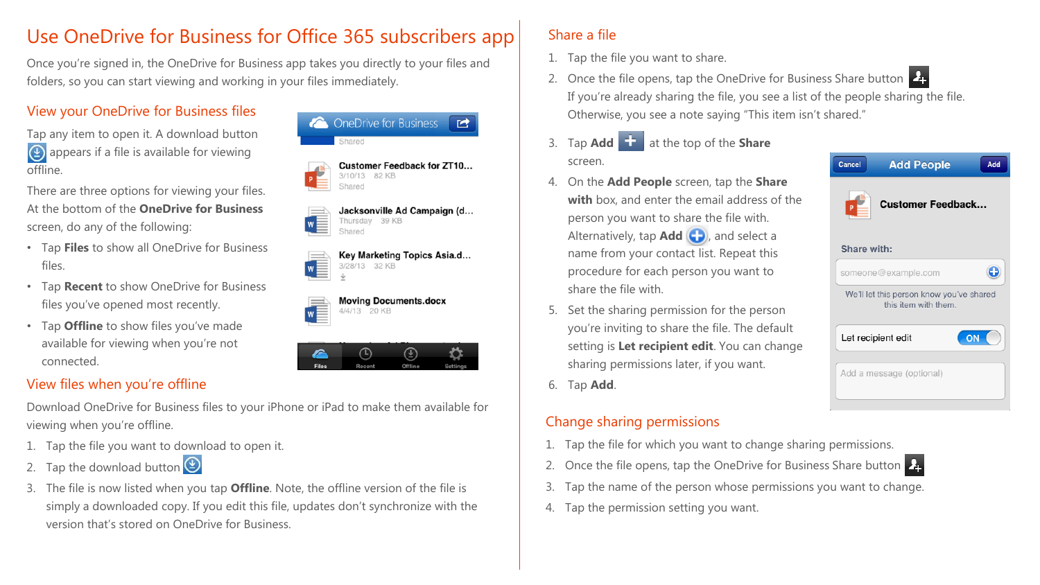# Use OneDrive for Business for Office 365 subscribers app

Once you're signed in, the OneDrive for Business app takes you directly to your files and folders, so you can start viewing and working in your files immediately.

## View your OneDrive for Business files

Tap any item to open it. A download button appears if a file is available for viewing offline.

There are three options for viewing your files. At the bottom of the **OneDrive for Business** screen, do any of the following:

- Tap **Files** to show all OneDrive for Business files.
- Tap **Recent** to show OneDrive for Business files you've opened most recently.
- Tap **Offline** to show files you've made available for viewing when you're not connected.

## View files when you're offline

Download OneDrive for Business files to your iPhone or iPad to make them available for viewing when you're offline.

1. Tap the file you want to download to open it.
2. Tap the download button
3. The file is now listed when you tap **Offline**. Note, the offline version of the file is simply a downloaded copy. If you edit this file, updates don't synchronize with the version that's stored on OneDrive for Business.

## Share a file

1. Tap the file you want to share.
2. Once the file opens, tap the OneDrive for Business Share button
   If you're already sharing the file, you see a list of the people sharing the file. Otherwise, you see a note saying "This item isn't shared."
3. Tap **Add** at the top of the **Share** screen.
4. On the **Add People** screen, tap the **Share with** box, and enter the email address of the person you want to share the file with. Alternatively, tap **Add**, and select a name from your contact list. Repeat this procedure for each person you want to share the file with.
5. Set the sharing permission for the person you're inviting to share the file. The default setting is **Let recipient edit**. You can change sharing permissions later, if you want.
6. Tap **Add**.

## Change sharing permissions

1. Tap the file for which you want to change sharing permissions.
2. Once the file opens, tap the OneDrive for Business Share button
3. Tap the name of the person whose permissions you want to change.
4. Tap the permission setting you want.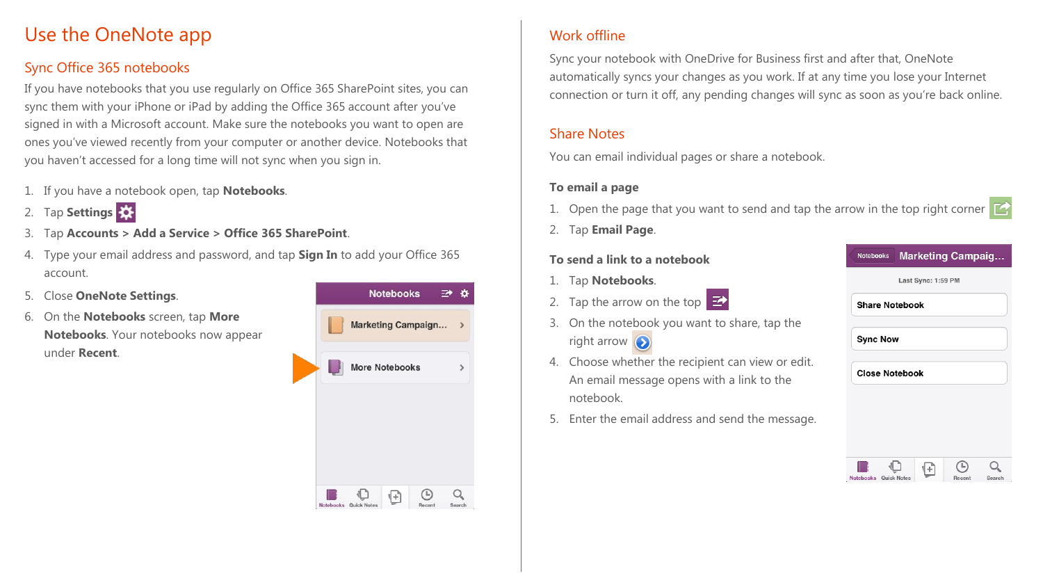# Use the OneNote app

## Sync Office 365 notebooks

If you have notebooks that you use regularly on Office 365 SharePoint sites, you can sync them with your iPhone or iPad by adding the Office 365 account after you've signed in with a Microsoft account. Make sure the notebooks you want to open are ones you've viewed recently from your computer or another device. Notebooks that you haven't accessed for a long time will not sync when you sign in.

1. If you have a notebook open, tap **Notebooks**.
2. Tap **Settings**
3. Tap **Accounts** > **Add a Service** > **Office 365 SharePoint**.
4. Type your email address and password, and tap **Sign In** to add your Office 365 account.
5. Close **OneNote Settings**.
6. On the **Notebooks** screen, tap **More Notebooks**. Your notebooks now appear under **Recent**.

## Work offline

Sync your notebook with OneDrive for Business first and after that, OneNote automatically syncs your changes as you work. If at any time you lose your Internet connection or turn it off, any pending changes will sync as soon as you're back online.

## Share Notes

You can email individual pages or share a notebook.

**To email a page**

1. Open the page that you want to send and tap the arrow in the top right corner
2. Tap **Email Page**.

**To send a link to a notebook**

1. Tap **Notebooks**.
2. Tap the arrow on the top
3. On the notebook you want to share, tap the right arrow
4. Choose whether the recipient can view or edit. An email message opens with a link to the notebook.
5. Enter the email address and send the message.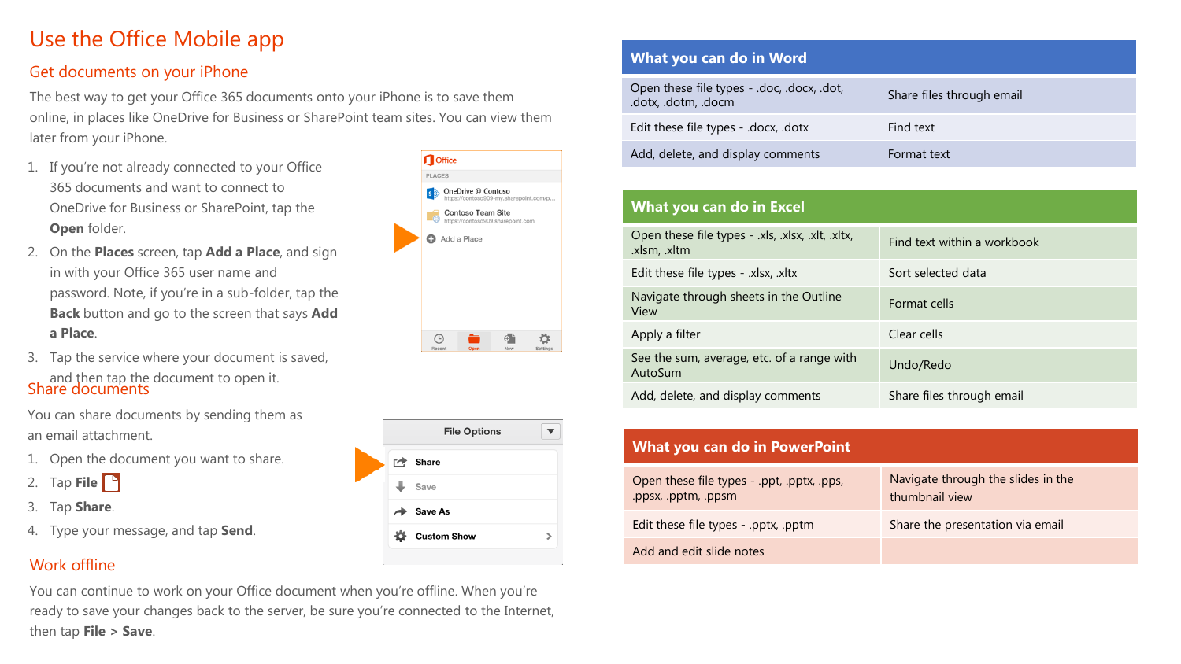# Use the Office Mobile app

## Get documents on your iPhone

The best way to get your Office 365 documents onto your iPhone is to save them online, in places like OneDrive for Business or SharePoint team sites. You can view them later from your iPhone.

1. If you're not already connected to your Office 365 documents and want to connect to OneDrive for Business or SharePoint, tap the **Open** folder.
2. On the **Places** screen, tap **Add a Place**, and sign in with your Office 365 user name and password. Note, if you're in a sub-folder, tap the **Back** button and go to the screen that says **Add a Place**.
3. Tap the service where your document is saved, and then tap the document to open it.

## Share documents

You can share documents by sending them as an email attachment.

1. Open the document you want to share.
2. Tap **File**
3. Tap **Share**.
4. Type your message, and tap **Send**.

## Work offline

You can continue to work on your Office document when you're offline. When you're ready to save your changes back to the server, be sure you're connected to the Internet, then tap **File** > **Save**.

| What you can do in Word | |
|---|---|
| Open these file types - .doc, .docx, .dot, .dotx, .dotm, .docm | Share files through email |
| Edit these file types - .docx, .dotx | Find text |
| Add, delete, and display comments | Format text |

| What you can do in Excel | |
|---|---|
| Open these file types - .xls, .xlsx, .xlt, .xltx, .xlsm, .xltm | Find text within a workbook |
| Edit these file types - .xlsx, .xltx | Sort selected data |
| Navigate through sheets in the Outline View | Format cells |
| Apply a filter | Clear cells |
| See the sum, average, etc. of a range with AutoSum | Undo/Redo |
| Add, delete, and display comments | Share files through email |

| What you can do in PowerPoint | |
|---|---|
| Open these file types - .ppt, .pptx, .pps, .ppsx, .pptm, .ppsm | Navigate through the slides in the thumbnail view |
| Edit these file types - .pptx, .pptm | Share the presentation via email |
| Add and edit slide notes | |